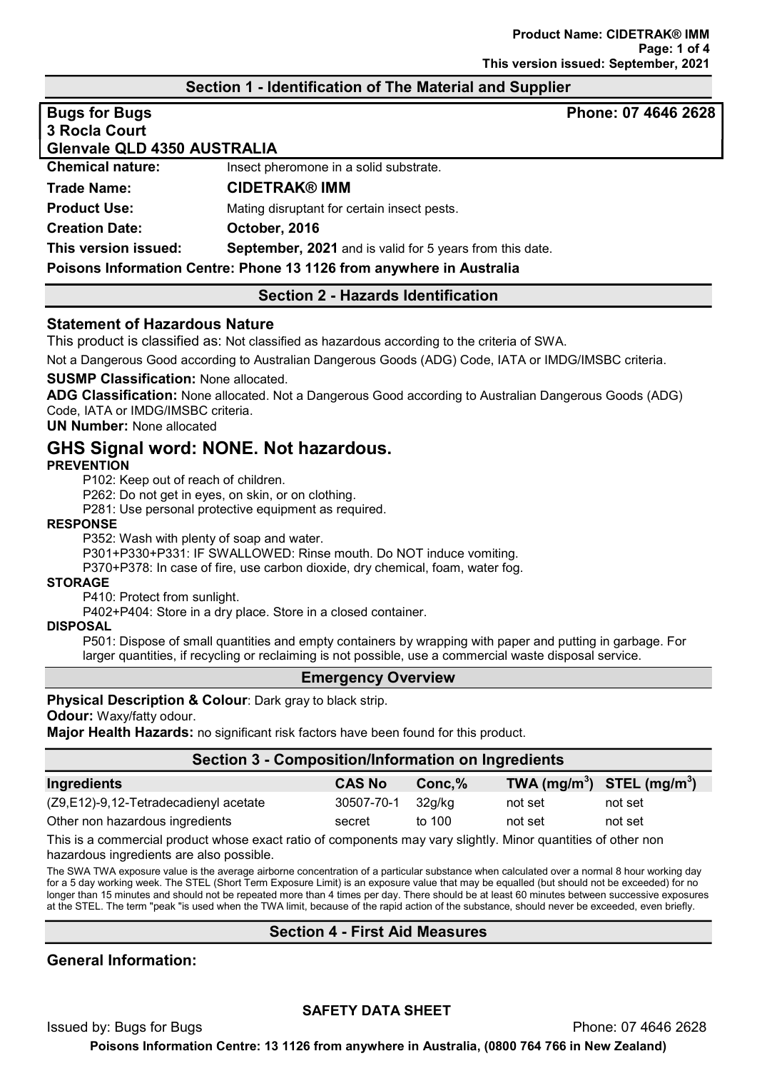## Section 1 - Identification of The Material and Supplier

**Bugs for Bugs**
**3 Rocla Court**
**Glenvale QLD 4350 AUSTRALIA**

**Phone: 07 4646 2628**

**Chemical nature:** Insect pheromone in a solid substrate.

**Trade Name:** **CIDETRAK® IMM**

**Product Use:** Mating disruptant for certain insect pests.

**Creation Date:** **October, 2016**

**This version issued:** **September, 2021** and is valid for 5 years from this date.

**Poisons Information Centre: Phone 13 1126 from anywhere in Australia**

## Section 2 - Hazards Identification

### Statement of Hazardous Nature

This product is classified as: Not classified as hazardous according to the criteria of SWA.

Not a Dangerous Good according to Australian Dangerous Goods (ADG) Code, IATA or IMDG/IMSBC criteria.

**SUSMP Classification:** None allocated.

**ADG Classification:** None allocated. Not a Dangerous Good according to Australian Dangerous Goods (ADG) Code, IATA or IMDG/IMSBC criteria.

**UN Number:** None allocated

## GHS Signal word: NONE. Not hazardous.

**PREVENTION**

P102: Keep out of reach of children.

P262: Do not get in eyes, on skin, or on clothing.

P281: Use personal protective equipment as required.

**RESPONSE**

P352: Wash with plenty of soap and water.

P301+P330+P331: IF SWALLOWED: Rinse mouth. Do NOT induce vomiting.

P370+P378: In case of fire, use carbon dioxide, dry chemical, foam, water fog.

**STORAGE**

P410: Protect from sunlight.

P402+P404: Store in a dry place. Store in a closed container.

**DISPOSAL**

P501: Dispose of small quantities and empty containers by wrapping with paper and putting in garbage. For larger quantities, if recycling or reclaiming is not possible, use a commercial waste disposal service.

## Emergency Overview

**Physical Description & Colour**: Dark gray to black strip.

**Odour:** Waxy/fatty odour.

**Major Health Hazards:** no significant risk factors have been found for this product.

## Section 3 - Composition/Information on Ingredients

| Ingredients | CAS No | Conc,% | TWA (mg/m$^3$) | STEL (mg/m$^3$) |
|---|---|---|---|---|
| (Z9,E12)-9,12-Tetradecadienyl acetate | 30507-70-1 | 32g/kg | not set | not set |
| Other non hazardous ingredients | secret | to 100 | not set | not set |

This is a commercial product whose exact ratio of components may vary slightly. Minor quantities of other non hazardous ingredients are also possible.

The SWA TWA exposure value is the average airborne concentration of a particular substance when calculated over a normal 8 hour working day for a 5 day working week. The STEL (Short Term Exposure Limit) is an exposure value that may be equalled (but should not be exceeded) for no longer than 15 minutes and should not be repeated more than 4 times per day. There should be at least 60 minutes between successive exposures at the STEL. The term "peak "is used when the TWA limit, because of the rapid action of the substance, should never be exceeded, even briefly.

## Section 4 - First Aid Measures

### General Information: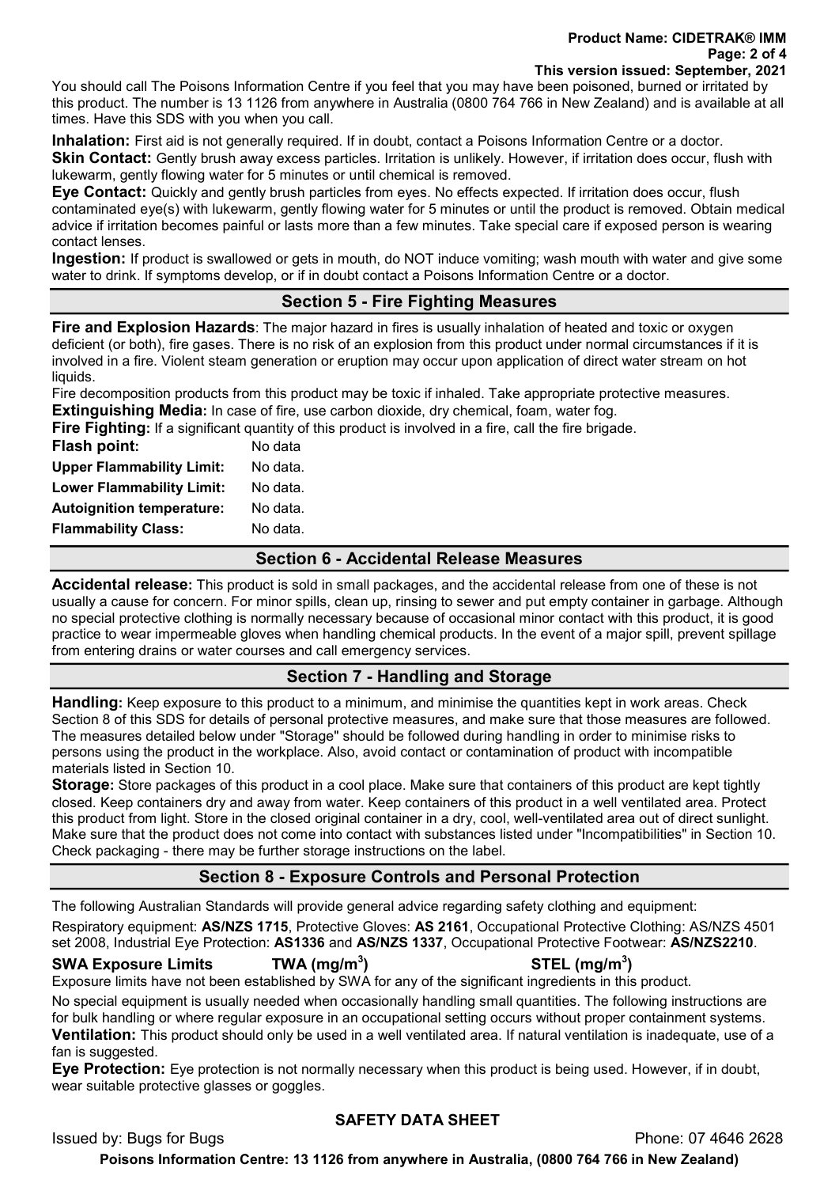You should call The Poisons Information Centre if you feel that you may have been poisoned, burned or irritated by this product. The number is 13 1126 from anywhere in Australia (0800 764 766 in New Zealand) and is available at all times. Have this SDS with you when you call.

**Inhalation:** First aid is not generally required. If in doubt, contact a Poisons Information Centre or a doctor.
**Skin Contact:** Gently brush away excess particles. Irritation is unlikely. However, if irritation does occur, flush with lukewarm, gently flowing water for 5 minutes or until chemical is removed.
**Eye Contact:** Quickly and gently brush particles from eyes. No effects expected. If irritation does occur, flush contaminated eye(s) with lukewarm, gently flowing water for 5 minutes or until the product is removed. Obtain medical advice if irritation becomes painful or lasts more than a few minutes. Take special care if exposed person is wearing contact lenses.
**Ingestion:** If product is swallowed or gets in mouth, do NOT induce vomiting; wash mouth with water and give some water to drink. If symptoms develop, or if in doubt contact a Poisons Information Centre or a doctor.

## Section 5 - Fire Fighting Measures

**Fire and Explosion Hazards**: The major hazard in fires is usually inhalation of heated and toxic or oxygen deficient (or both), fire gases. There is no risk of an explosion from this product under normal circumstances if it is involved in a fire. Violent steam generation or eruption may occur upon application of direct water stream on hot liquids.
Fire decomposition products from this product may be toxic if inhaled. Take appropriate protective measures.
**Extinguishing Media:** In case of fire, use carbon dioxide, dry chemical, foam, water fog.
**Fire Fighting:** If a significant quantity of this product is involved in a fire, call the fire brigade.

| | |
|---|---|
| **Flash point:** | No data |
| **Upper Flammability Limit:** | No data. |
| **Lower Flammability Limit:** | No data. |
| **Autoignition temperature:** | No data. |
| **Flammability Class:** | No data. |

## Section 6 - Accidental Release Measures

**Accidental release:** This product is sold in small packages, and the accidental release from one of these is not usually a cause for concern. For minor spills, clean up, rinsing to sewer and put empty container in garbage. Although no special protective clothing is normally necessary because of occasional minor contact with this product, it is good practice to wear impermeable gloves when handling chemical products. In the event of a major spill, prevent spillage from entering drains or water courses and call emergency services.

## Section 7 - Handling and Storage

**Handling:** Keep exposure to this product to a minimum, and minimise the quantities kept in work areas. Check Section 8 of this SDS for details of personal protective measures, and make sure that those measures are followed. The measures detailed below under "Storage" should be followed during handling in order to minimise risks to persons using the product in the workplace. Also, avoid contact or contamination of product with incompatible materials listed in Section 10.
**Storage:** Store packages of this product in a cool place. Make sure that containers of this product are kept tightly closed. Keep containers dry and away from water. Keep containers of this product in a well ventilated area. Protect this product from light. Store in the closed original container in a dry, cool, well-ventilated area out of direct sunlight. Make sure that the product does not come into contact with substances listed under "Incompatibilities" in Section 10. Check packaging - there may be further storage instructions on the label.

## Section 8 - Exposure Controls and Personal Protection

The following Australian Standards will provide general advice regarding safety clothing and equipment:

Respiratory equipment: **AS/NZS 1715**, Protective Gloves: **AS 2161**, Occupational Protective Clothing: AS/NZS 4501 set 2008, Industrial Eye Protection: **AS1336** and **AS/NZS 1337**, Occupational Protective Footwear: **AS/NZS2210**.

| **SWA Exposure Limits** | **TWA (mg/m$^3$)** | **STEL (mg/m$^3$)** |
|---|---|---|

Exposure limits have not been established by SWA for any of the significant ingredients in this product.

No special equipment is usually needed when occasionally handling small quantities. The following instructions are for bulk handling or where regular exposure in an occupational setting occurs without proper containment systems.
**Ventilation:** This product should only be used in a well ventilated area. If natural ventilation is inadequate, use of a fan is suggested.
**Eye Protection:** Eye protection is not normally necessary when this product is being used. However, if in doubt, wear suitable protective glasses or goggles.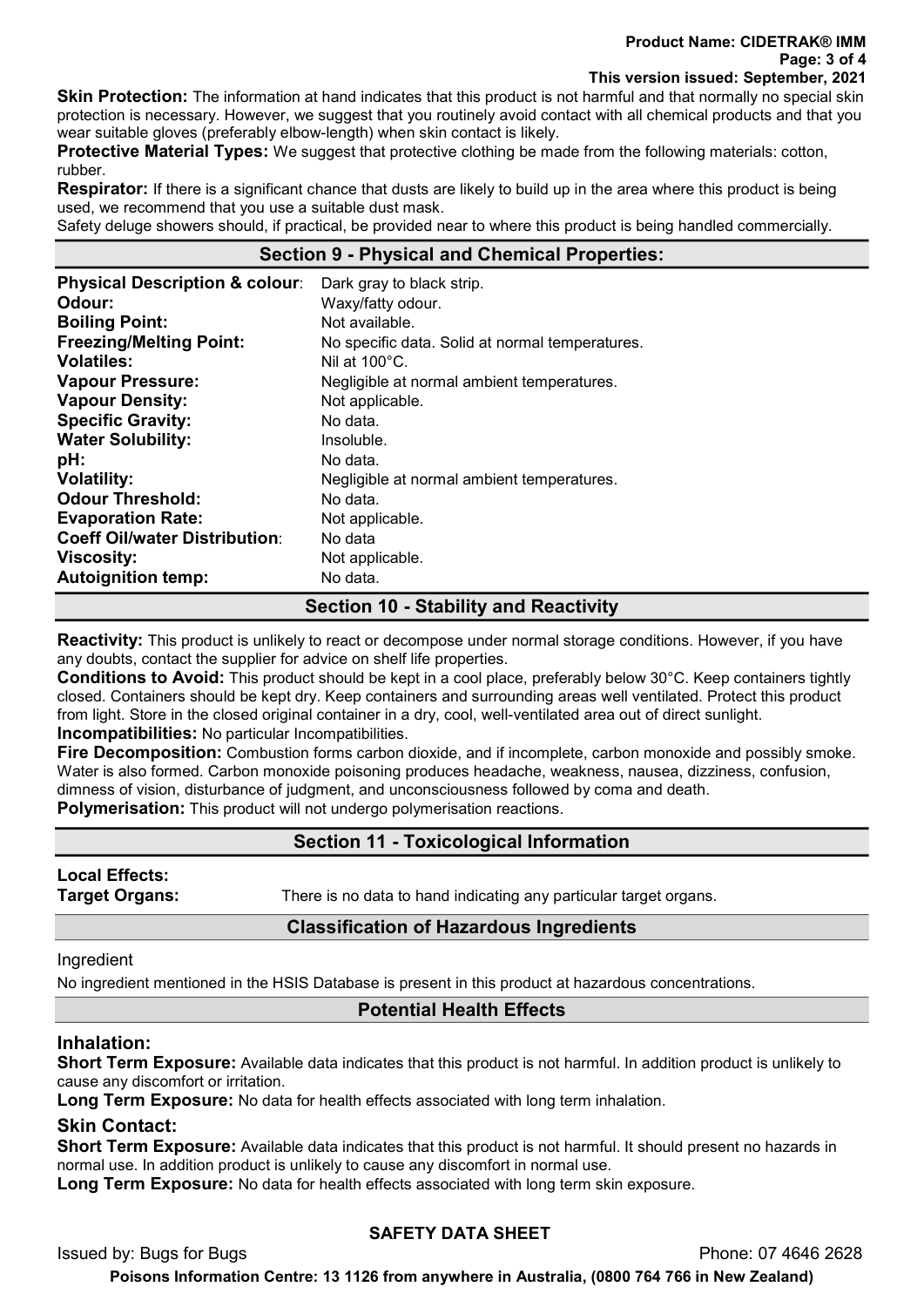**Skin Protection:** The information at hand indicates that this product is not harmful and that normally no special skin protection is necessary. However, we suggest that you routinely avoid contact with all chemical products and that you wear suitable gloves (preferably elbow-length) when skin contact is likely.

**Protective Material Types:** We suggest that protective clothing be made from the following materials: cotton, rubber.

**Respirator:** If there is a significant chance that dusts are likely to build up in the area where this product is being used, we recommend that you use a suitable dust mask.

Safety deluge showers should, if practical, be provided near to where this product is being handled commercially.

## Section 9 - Physical and Chemical Properties:

| | |
|---|---|
| **Physical Description & colour**: | Dark gray to black strip. |
| **Odour:** | Waxy/fatty odour. |
| **Boiling Point:** | Not available. |
| **Freezing/Melting Point:** | No specific data. Solid at normal temperatures. |
| **Volatiles:** | Nil at 100°C. |
| **Vapour Pressure:** | Negligible at normal ambient temperatures. |
| **Vapour Density:** | Not applicable. |
| **Specific Gravity:** | No data. |
| **Water Solubility:** | Insoluble. |
| **pH:** | No data. |
| **Volatility:** | Negligible at normal ambient temperatures. |
| **Odour Threshold:** | No data. |
| **Evaporation Rate:** | Not applicable. |
| **Coeff Oil/water Distribution**: | No data |
| **Viscosity:** | Not applicable. |
| **Autoignition temp:** | No data. |

## Section 10 - Stability and Reactivity

**Reactivity:** This product is unlikely to react or decompose under normal storage conditions. However, if you have any doubts, contact the supplier for advice on shelf life properties.

**Conditions to Avoid:** This product should be kept in a cool place, preferably below 30°C. Keep containers tightly closed. Containers should be kept dry. Keep containers and surrounding areas well ventilated. Protect this product from light. Store in the closed original container in a dry, cool, well-ventilated area out of direct sunlight.

**Incompatibilities:** No particular Incompatibilities.

**Fire Decomposition:** Combustion forms carbon dioxide, and if incomplete, carbon monoxide and possibly smoke. Water is also formed. Carbon monoxide poisoning produces headache, weakness, nausea, dizziness, confusion, dimness of vision, disturbance of judgment, and unconsciousness followed by coma and death.

**Polymerisation:** This product will not undergo polymerisation reactions.

## Section 11 - Toxicological Information

**Local Effects:**

**Target Organs:** There is no data to hand indicating any particular target organs.

### Classification of Hazardous Ingredients

Ingredient

No ingredient mentioned in the HSIS Database is present in this product at hazardous concentrations.

### Potential Health Effects

### Inhalation:

**Short Term Exposure:** Available data indicates that this product is not harmful. In addition product is unlikely to cause any discomfort or irritation.

**Long Term Exposure:** No data for health effects associated with long term inhalation.

### Skin Contact:

**Short Term Exposure:** Available data indicates that this product is not harmful. It should present no hazards in normal use. In addition product is unlikely to cause any discomfort in normal use.

**Long Term Exposure:** No data for health effects associated with long term skin exposure.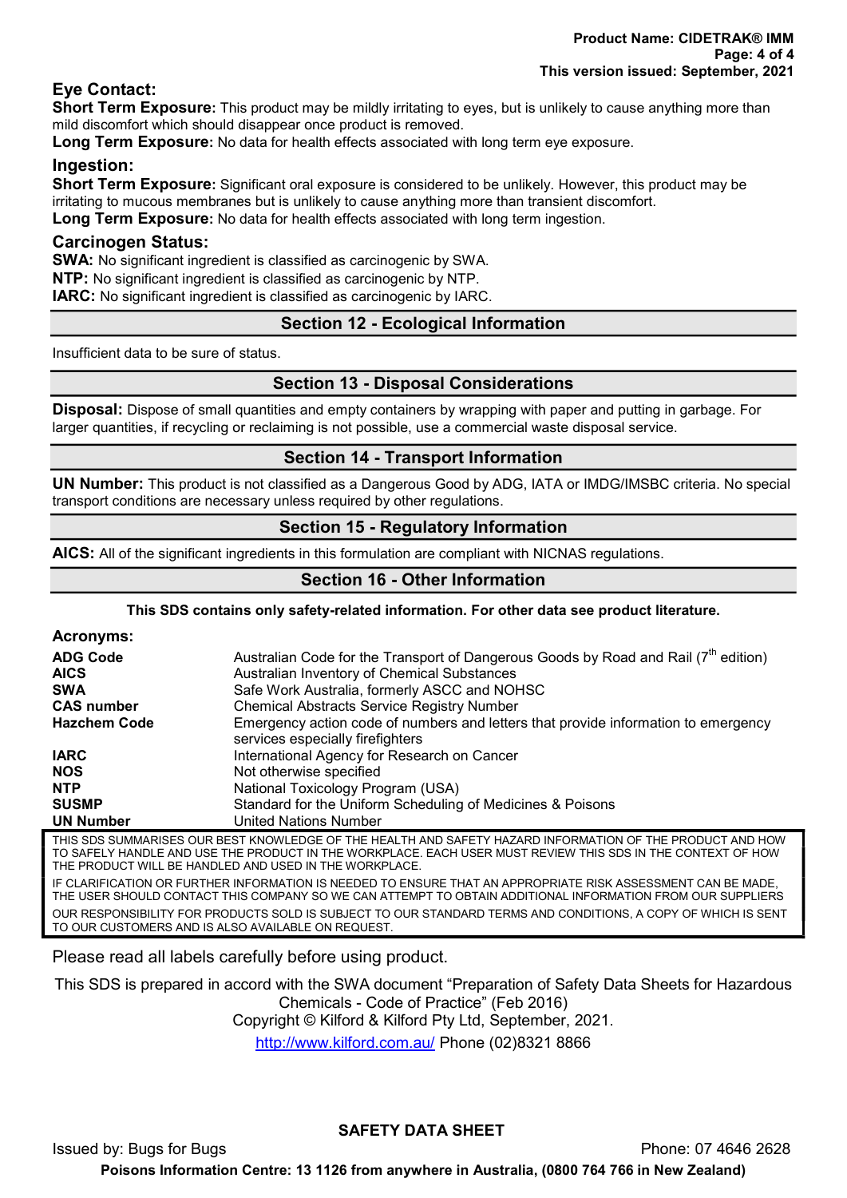## Eye Contact:

**Short Term Exposure:** This product may be mildly irritating to eyes, but is unlikely to cause anything more than mild discomfort which should disappear once product is removed.

**Long Term Exposure:** No data for health effects associated with long term eye exposure.

## Ingestion:

**Short Term Exposure:** Significant oral exposure is considered to be unlikely. However, this product may be irritating to mucous membranes but is unlikely to cause anything more than transient discomfort.

**Long Term Exposure:** No data for health effects associated with long term ingestion.

## Carcinogen Status:

**SWA:** No significant ingredient is classified as carcinogenic by SWA.

**NTP:** No significant ingredient is classified as carcinogenic by NTP.

**IARC:** No significant ingredient is classified as carcinogenic by IARC.

## Section 12 - Ecological Information

Insufficient data to be sure of status.

## Section 13 - Disposal Considerations

**Disposal:** Dispose of small quantities and empty containers by wrapping with paper and putting in garbage. For larger quantities, if recycling or reclaiming is not possible, use a commercial waste disposal service.

## Section 14 - Transport Information

**UN Number:** This product is not classified as a Dangerous Good by ADG, IATA or IMDG/IMSBC criteria. No special transport conditions are necessary unless required by other regulations.

## Section 15 - Regulatory Information

**AICS:** All of the significant ingredients in this formulation are compliant with NICNAS regulations.

## Section 16 - Other Information

**This SDS contains only safety-related information. For other data see product literature.**

## Acronyms:

| | |
|---|---|
| **ADG Code** | Australian Code for the Transport of Dangerous Goods by Road and Rail (7th edition) |
| **AICS** | Australian Inventory of Chemical Substances |
| **SWA** | Safe Work Australia, formerly ASCC and NOHSC |
| **CAS number** | Chemical Abstracts Service Registry Number |
| **Hazchem Code** | Emergency action code of numbers and letters that provide information to emergency services especially firefighters |
| **IARC** | International Agency for Research on Cancer |
| **NOS** | Not otherwise specified |
| **NTP** | National Toxicology Program (USA) |
| **SUSMP** | Standard for the Uniform Scheduling of Medicines & Poisons |
| **UN Number** | United Nations Number |

THIS SDS SUMMARISES OUR BEST KNOWLEDGE OF THE HEALTH AND SAFETY HAZARD INFORMATION OF THE PRODUCT AND HOW TO SAFELY HANDLE AND USE THE PRODUCT IN THE WORKPLACE. EACH USER MUST REVIEW THIS SDS IN THE CONTEXT OF HOW THE PRODUCT WILL BE HANDLED AND USED IN THE WORKPLACE.

IF CLARIFICATION OR FURTHER INFORMATION IS NEEDED TO ENSURE THAT AN APPROPRIATE RISK ASSESSMENT CAN BE MADE, THE USER SHOULD CONTACT THIS COMPANY SO WE CAN ATTEMPT TO OBTAIN ADDITIONAL INFORMATION FROM OUR SUPPLIERS

OUR RESPONSIBILITY FOR PRODUCTS SOLD IS SUBJECT TO OUR STANDARD TERMS AND CONDITIONS, A COPY OF WHICH IS SENT TO OUR CUSTOMERS AND IS ALSO AVAILABLE ON REQUEST.

Please read all labels carefully before using product.

This SDS is prepared in accord with the SWA document "Preparation of Safety Data Sheets for Hazardous Chemicals - Code of Practice" (Feb 2016)

Copyright © Kilford & Kilford Pty Ltd, September, 2021.

http://www.kilford.com.au/ Phone (02)8321 8866